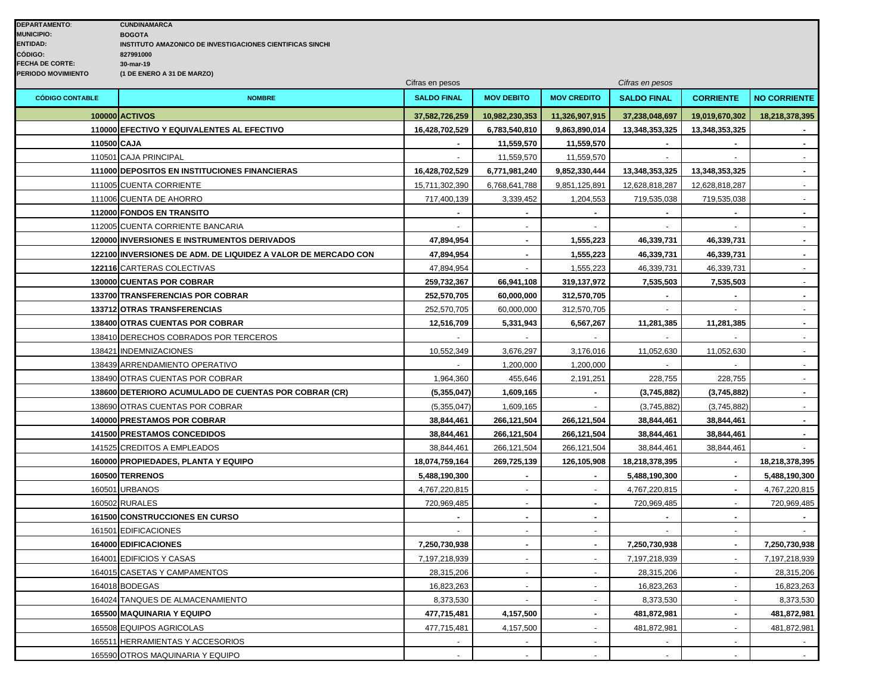**DEPARTAMENTO:** CUNDINAMARCA
**MUNICIPIO:** BOGOTA
**ENTIDAD:** INSTITUTO AMAZONICO DE INVESTIGACIONES CIENTIFICAS SINCHI
**CÓDIGO:** 827991000
**FECHA DE CORTE:** 30-mar-19
**PERIODO MOVIMIENTO** (1 DE ENERO A 31 DE MARZO)

| | | Cifras en pesos | | | Cifras en pesos | | |
|---|---|---|---|---|---|---|---|
| **CÓDIGO CONTABLE** | **NOMBRE** | **SALDO FINAL** | **MOV DEBITO** | **MOV CREDITO** | **SALDO FINAL** | **CORRIENTE** | **NO CORRIENTE** |
| **100000** | **ACTIVOS** | **37,582,726,259** | **10,982,230,353** | **11,326,907,915** | **37,238,048,697** | **19,019,670,302** | **18,218,378,395** |
| **110000** | **EFECTIVO Y EQUIVALENTES AL EFECTIVO** | **16,428,702,529** | **6,783,540,810** | **9,863,890,014** | **13,348,353,325** | **13,348,353,325** | **-** |
| **110500** | **CAJA** | **-** | **11,559,570** | **11,559,570** | **-** | **-** | **-** |
| 110501 | CAJA PRINCIPAL | - | 11,559,570 | 11,559,570 | - | - | - |
| **111000** | **DEPOSITOS EN INSTITUCIONES FINANCIERAS** | **16,428,702,529** | **6,771,981,240** | **9,852,330,444** | **13,348,353,325** | **13,348,353,325** | **-** |
| 111005 | CUENTA CORRIENTE | 15,711,302,390 | 6,768,641,788 | 9,851,125,891 | 12,628,818,287 | 12,628,818,287 | - |
| 111006 | CUENTA DE AHORRO | 717,400,139 | 3,339,452 | 1,204,553 | 719,535,038 | 719,535,038 | - |
| **112000** | **FONDOS EN TRANSITO** | **-** | **-** | **-** | **-** | **-** | **-** |
| 112005 | CUENTA CORRIENTE BANCARIA | - | - | - | - | - | - |
| **120000** | **INVERSIONES E INSTRUMENTOS DERIVADOS** | **47,894,954** | **-** | **1,555,223** | **46,339,731** | **46,339,731** | **-** |
| **122100** | **INVERSIONES DE ADM. DE LIQUIDEZ A VALOR DE MERCADO CON** | **47,894,954** | **-** | **1,555,223** | **46,339,731** | **46,339,731** | **-** |
| **122116** | CARTERAS COLECTIVAS | 47,894,954 | - | 1,555,223 | 46,339,731 | 46,339,731 | - |
| **130000** | **CUENTAS POR COBRAR** | **259,732,367** | **66,941,108** | **319,137,972** | **7,535,503** | **7,535,503** | - |
| **133700** | **TRANSFERENCIAS POR COBRAR** | **252,570,705** | **60,000,000** | **312,570,705** | **-** | **-** | **-** |
| **133712** | **OTRAS TRANSFERENCIAS** | 252,570,705 | 60,000,000 | 312,570,705 | - | - | - |
| **138400** | **OTRAS CUENTAS POR COBRAR** | **12,516,709** | **5,331,943** | **6,567,267** | **11,281,385** | **11,281,385** | **-** |
| 138410 | DERECHOS COBRADOS POR TERCEROS | - | - | - | - | - | - |
| 138421 | INDEMNIZACIONES | 10,552,349 | 3,676,297 | 3,176,016 | 11,052,630 | 11,052,630 | - |
| 138439 | ARRENDAMIENTO OPERATIVO | - | 1,200,000 | 1,200,000 | - | - | - |
| 138490 | OTRAS CUENTAS POR COBRAR | 1,964,360 | 455,646 | 2,191,251 | 228,755 | 228,755 | - |
| **138600** | **DETERIORO ACUMULADO DE CUENTAS POR COBRAR (CR)** | **(5,355,047)** | **1,609,165** | **-** | **(3,745,882)** | **(3,745,882)** | **-** |
| 138690 | OTRAS CUENTAS POR COBRAR | (5,355,047) | 1,609,165 | - | (3,745,882) | (3,745,882) | - |
| **140000** | **PRESTAMOS POR COBRAR** | **38,844,461** | **266,121,504** | **266,121,504** | **38,844,461** | **38,844,461** | **-** |
| **141500** | **PRESTAMOS CONCEDIDOS** | **38,844,461** | **266,121,504** | **266,121,504** | **38,844,461** | **38,844,461** | **-** |
| 141525 | CREDITOS A EMPLEADOS | 38,844,461 | 266,121,504 | 266,121,504 | 38,844,461 | 38,844,461 | - |
| **160000** | **PROPIEDADES, PLANTA Y EQUIPO** | **18,074,759,164** | **269,725,139** | **126,105,908** | **18,218,378,395** | **-** | **18,218,378,395** |
| **160500** | **TERRENOS** | **5,488,190,300** | **-** | **-** | **5,488,190,300** | **-** | **5,488,190,300** |
| 160501 | URBANOS | 4,767,220,815 | - | - | 4,767,220,815 | **-** | 4,767,220,815 |
| 160502 | RURALES | 720,969,485 | - | **-** | 720,969,485 | - | 720,969,485 |
| **161500** | **CONSTRUCCIONES EN CURSO** | **-** | **-** | **-** | **-** | **-** | **-** |
| 161501 | EDIFICACIONES | - | - | - | - | - | - |
| **164000** | **EDIFICACIONES** | **7,250,730,938** | **-** | **-** | **7,250,730,938** | **-** | **7,250,730,938** |
| 164001 | EDIFICIOS Y CASAS | 7,197,218,939 | - | - | 7,197,218,939 | - | 7,197,218,939 |
| 164015 | CASETAS Y CAMPAMENTOS | 28,315,206 | - | - | 28,315,206 | - | 28,315,206 |
| 164018 | BODEGAS | 16,823,263 | - | - | 16,823,263 | - | 16,823,263 |
| 164024 | TANQUES DE ALMACENAMIENTO | 8,373,530 | - | - | 8,373,530 | - | 8,373,530 |
| **165500** | **MAQUINARIA Y EQUIPO** | **477,715,481** | **4,157,500** | **-** | **481,872,981** | **-** | **481,872,981** |
| 165508 | EQUIPOS AGRICOLAS | 477,715,481 | 4,157,500 | - | 481,872,981 | - | 481,872,981 |
| 165511 | HERRAMIENTAS Y ACCESORIOS | - | - | - | - | - | - |
| 165590 | OTROS MAQUINARIA Y EQUIPO | - | - | - | - | - | - |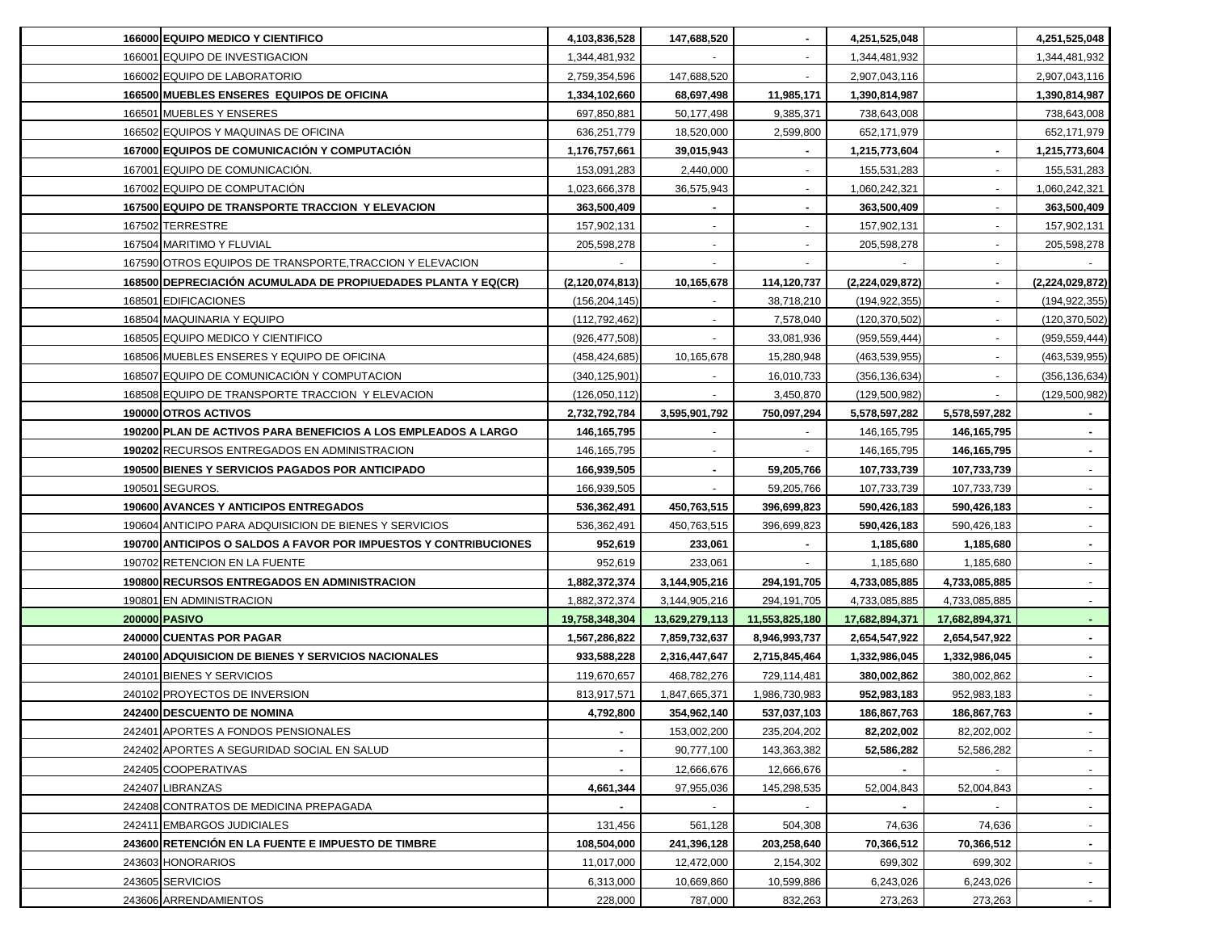| | | | | | | |
|---|---|---|---|---|---|---|
| **166000** | **EQUIPO MEDICO Y CIENTIFICO** | **4,103,836,528** | **147,688,520** | **-** | **4,251,525,048** | | **4,251,525,048** |
| 166001 | EQUIPO DE INVESTIGACION | 1,344,481,932 | - | - | 1,344,481,932 | | 1,344,481,932 |
| 166002 | EQUIPO DE LABORATORIO | 2,759,354,596 | 147,688,520 | - | 2,907,043,116 | | 2,907,043,116 |
| **166500** | **MUEBLES ENSERES EQUIPOS DE OFICINA** | **1,334,102,660** | **68,697,498** | **11,985,171** | **1,390,814,987** | | **1,390,814,987** |
| 166501 | MUEBLES Y ENSERES | 697,850,881 | 50,177,498 | 9,385,371 | 738,643,008 | | 738,643,008 |
| 166502 | EQUIPOS Y MAQUINAS DE OFICINA | 636,251,779 | 18,520,000 | 2,599,800 | 652,171,979 | | 652,171,979 |
| **167000** | **EQUIPOS DE COMUNICACIÓN Y COMPUTACIÓN** | **1,176,757,661** | **39,015,943** | **-** | **1,215,773,604** | **-** | **1,215,773,604** |
| 167001 | EQUIPO DE COMUNICACIÓN. | 153,091,283 | 2,440,000 | - | 155,531,283 | - | 155,531,283 |
| 167002 | EQUIPO DE COMPUTACIÓN | 1,023,666,378 | 36,575,943 | - | 1,060,242,321 | - | 1,060,242,321 |
| **167500** | **EQUIPO DE TRANSPORTE TRACCION Y ELEVACION** | **363,500,409** | **-** | **-** | **363,500,409** | **-** | **363,500,409** |
| 167502 | TERRESTRE | 157,902,131 | - | - | 157,902,131 | - | 157,902,131 |
| 167504 | MARITIMO Y FLUVIAL | 205,598,278 | - | - | 205,598,278 | - | 205,598,278 |
| 167590 | OTROS EQUIPOS DE TRANSPORTE,TRACCION Y ELEVACION | - | - | - | - | - | - |
| **168500** | **DEPRECIACIÓN ACUMULADA DE PROPIUEDADES PLANTA Y EQ(CR)** | **(2,120,074,813)** | **10,165,678** | **114,120,737** | **(2,224,029,872)** | **-** | **(2,224,029,872)** |
| 168501 | EDIFICACIONES | (156,204,145) | - | 38,718,210 | (194,922,355) | - | (194,922,355) |
| 168504 | MAQUINARIA Y EQUIPO | (112,792,462) | - | 7,578,040 | (120,370,502) | - | (120,370,502) |
| 168505 | EQUIPO MEDICO Y CIENTIFICO | (926,477,508) | - | 33,081,936 | (959,559,444) | - | (959,559,444) |
| 168506 | MUEBLES ENSERES Y EQUIPO DE OFICINA | (458,424,685) | 10,165,678 | 15,280,948 | (463,539,955) | - | (463,539,955) |
| 168507 | EQUIPO DE COMUNICACIÓN Y COMPUTACION | (340,125,901) | - | 16,010,733 | (356,136,634) | - | (356,136,634) |
| 168508 | EQUIPO DE TRANSPORTE TRACCION Y ELEVACION | (126,050,112) | - | 3,450,870 | (129,500,982) | - | (129,500,982) |
| **190000** | **OTROS ACTIVOS** | **2,732,792,784** | **3,595,901,792** | **750,097,294** | **5,578,597,282** | **5,578,597,282** | **-** |
| **190200** | **PLAN DE ACTIVOS PARA BENEFICIOS A LOS EMPLEADOS A LARGO** | **146,165,795** | - | - | 146,165,795 | **146,165,795** | **-** |
| **190202** | RECURSOS ENTREGADOS EN ADMINISTRACION | 146,165,795 | - | - | 146,165,795 | **146,165,795** | **-** |
| **190500** | **BIENES Y SERVICIOS PAGADOS POR ANTICIPADO** | **166,939,505** | **-** | **59,205,766** | **107,733,739** | **107,733,739** | - |
| 190501 | SEGUROS. | 166,939,505 | - | 59,205,766 | 107,733,739 | 107,733,739 | - |
| **190600** | **AVANCES Y ANTICIPOS ENTREGADOS** | **536,362,491** | **450,763,515** | **396,699,823** | **590,426,183** | **590,426,183** | - |
| 190604 | ANTICIPO PARA ADQUISICION DE BIENES Y SERVICIOS | 536,362,491 | 450,763,515 | 396,699,823 | **590,426,183** | 590,426,183 | - |
| **190700** | **ANTICIPOS O SALDOS A FAVOR POR IMPUESTOS Y CONTRIBUCIONES** | **952,619** | **233,061** | **-** | **1,185,680** | **1,185,680** | **-** |
| 190702 | RETENCION EN LA FUENTE | 952,619 | 233,061 | - | 1,185,680 | 1,185,680 | - |
| **190800** | **RECURSOS ENTREGADOS EN ADMINISTRACION** | **1,882,372,374** | **3,144,905,216** | **294,191,705** | **4,733,085,885** | **4,733,085,885** | - |
| 190801 | EN ADMINISTRACION | 1,882,372,374 | 3,144,905,216 | 294,191,705 | 4,733,085,885 | 4,733,085,885 | - |
| **200000** | **PASIVO** | **19,758,348,304** | **13,629,279,113** | **11,553,825,180** | **17,682,894,371** | **17,682,894,371** | **-** |
| **240000** | **CUENTAS POR PAGAR** | **1,567,286,822** | **7,859,732,637** | **8,946,993,737** | **2,654,547,922** | **2,654,547,922** | **-** |
| **240100** | **ADQUISICION DE BIENES Y SERVICIOS NACIONALES** | **933,588,228** | **2,316,447,647** | **2,715,845,464** | **1,332,986,045** | **1,332,986,045** | **-** |
| 240101 | BIENES Y SERVICIOS | 119,670,657 | 468,782,276 | 729,114,481 | **380,002,862** | 380,002,862 | - |
| 240102 | PROYECTOS DE INVERSION | 813,917,571 | 1,847,665,371 | 1,986,730,983 | **952,983,183** | 952,983,183 | - |
| **242400** | **DESCUENTO DE NOMINA** | **4,792,800** | **354,962,140** | **537,037,103** | **186,867,763** | **186,867,763** | **-** |
| 242401 | APORTES A FONDOS PENSIONALES | **-** | 153,002,200 | 235,204,202 | **82,202,002** | 82,202,002 | - |
| 242402 | APORTES A SEGURIDAD SOCIAL EN SALUD | **-** | 90,777,100 | 143,363,382 | **52,586,282** | 52,586,282 | - |
| 242405 | COOPERATIVAS | **-** | 12,666,676 | 12,666,676 | **-** | - | - |
| 242407 | LIBRANZAS | **4,661,344** | 97,955,036 | 145,298,535 | 52,004,843 | 52,004,843 | - |
| 242408 | CONTRATOS DE MEDICINA PREPAGADA | **-** | - | - | **-** | - | - |
| 242411 | EMBARGOS JUDICIALES | 131,456 | 561,128 | 504,308 | 74,636 | 74,636 | - |
| **243600** | **RETENCIÓN EN LA FUENTE E IMPUESTO DE TIMBRE** | **108,504,000** | **241,396,128** | **203,258,640** | **70,366,512** | **70,366,512** | **-** |
| 243603 | HONORARIOS | 11,017,000 | 12,472,000 | 2,154,302 | 699,302 | 699,302 | - |
| 243605 | SERVICIOS | 6,313,000 | 10,669,860 | 10,599,886 | 6,243,026 | 6,243,026 | - |
| 243606 | ARRENDAMIENTOS | 228,000 | 787,000 | 832,263 | 273,263 | 273,263 | - |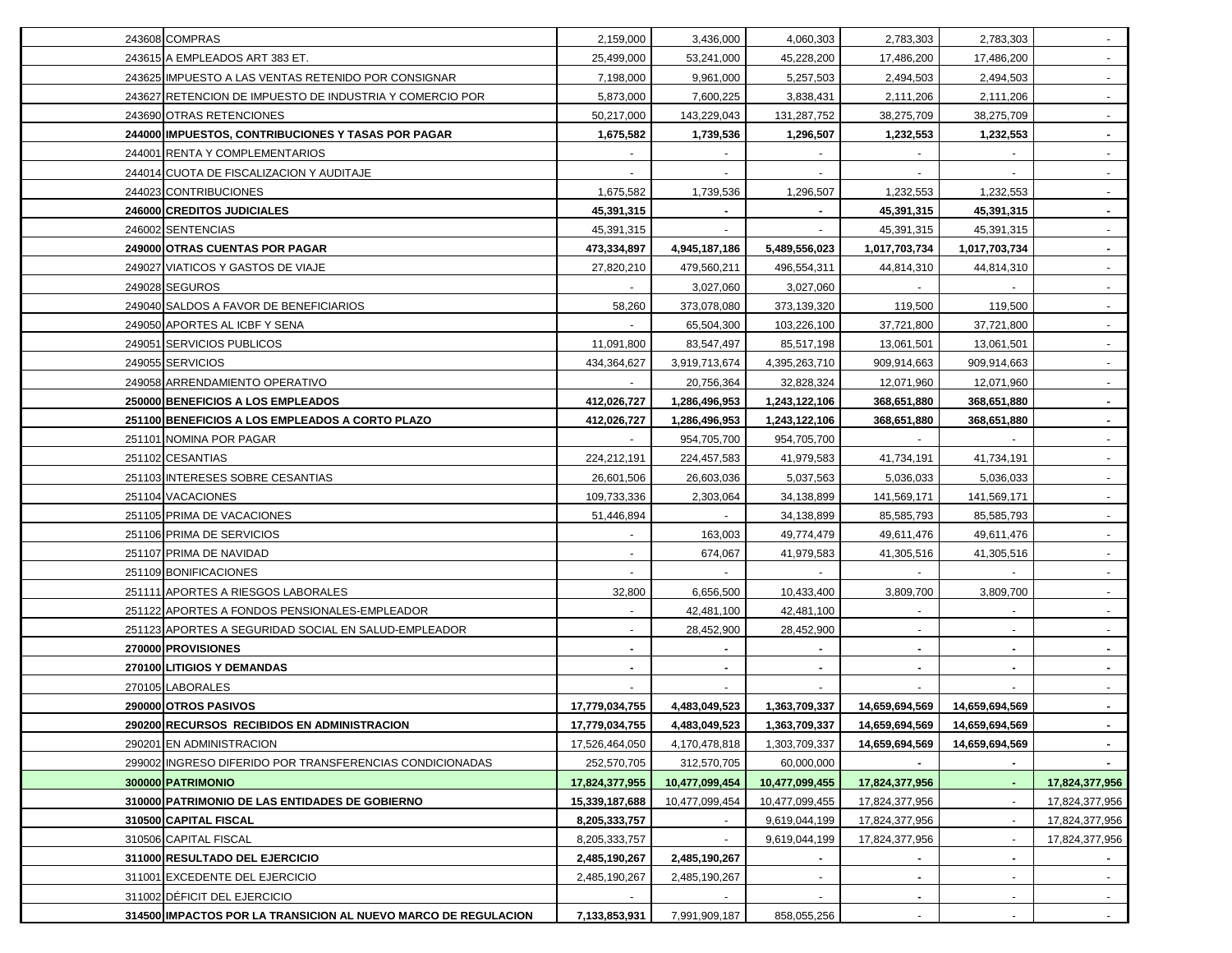| | | | | | | | |
|---|---|---|---|---|---|---|---|
| 243608 | COMPRAS | 2,159,000 | 3,436,000 | 4,060,303 | 2,783,303 | 2,783,303 | - |
| 243615 | A EMPLEADOS ART 383 ET. | 25,499,000 | 53,241,000 | 45,228,200 | 17,486,200 | 17,486,200 | - |
| 243625 | IMPUESTO A LAS VENTAS RETENIDO POR CONSIGNAR | 7,198,000 | 9,961,000 | 5,257,503 | 2,494,503 | 2,494,503 | - |
| 243627 | RETENCION DE IMPUESTO DE INDUSTRIA Y COMERCIO POR | 5,873,000 | 7,600,225 | 3,838,431 | 2,111,206 | 2,111,206 | - |
| 243690 | OTRAS RETENCIONES | 50,217,000 | 143,229,043 | 131,287,752 | 38,275,709 | 38,275,709 | - |
| **244000** | **IMPUESTOS, CONTRIBUCIONES Y TASAS POR PAGAR** | **1,675,582** | **1,739,536** | **1,296,507** | **1,232,553** | **1,232,553** | **-** |
| 244001 | RENTA Y COMPLEMENTARIOS | - | - | - | - | - | - |
| 244014 | CUOTA DE FISCALIZACION Y AUDITAJE | - | - | - | - | - | - |
| 244023 | CONTRIBUCIONES | 1,675,582 | 1,739,536 | 1,296,507 | 1,232,553 | 1,232,553 | - |
| **246000** | **CREDITOS JUDICIALES** | **45,391,315** | **-** | **-** | **45,391,315** | **45,391,315** | **-** |
| 246002 | SENTENCIAS | 45,391,315 | - | - | 45,391,315 | 45,391,315 | - |
| **249000** | **OTRAS CUENTAS POR PAGAR** | **473,334,897** | **4,945,187,186** | **5,489,556,023** | **1,017,703,734** | **1,017,703,734** | **-** |
| 249027 | VIATICOS Y GASTOS DE VIAJE | 27,820,210 | 479,560,211 | 496,554,311 | 44,814,310 | 44,814,310 | - |
| 249028 | SEGUROS | - | 3,027,060 | 3,027,060 | - | - | - |
| 249040 | SALDOS A FAVOR DE BENEFICIARIOS | 58,260 | 373,078,080 | 373,139,320 | 119,500 | 119,500 | - |
| 249050 | APORTES AL ICBF Y SENA | - | 65,504,300 | 103,226,100 | 37,721,800 | 37,721,800 | - |
| 249051 | SERVICIOS PUBLICOS | 11,091,800 | 83,547,497 | 85,517,198 | 13,061,501 | 13,061,501 | - |
| 249055 | SERVICIOS | 434,364,627 | 3,919,713,674 | 4,395,263,710 | 909,914,663 | 909,914,663 | - |
| 249058 | ARRENDAMIENTO OPERATIVO | - | 20,756,364 | 32,828,324 | 12,071,960 | 12,071,960 | - |
| **250000** | **BENEFICIOS A LOS EMPLEADOS** | **412,026,727** | **1,286,496,953** | **1,243,122,106** | **368,651,880** | **368,651,880** | **-** |
| **251100** | **BENEFICIOS A LOS EMPLEADOS A CORTO PLAZO** | **412,026,727** | **1,286,496,953** | **1,243,122,106** | **368,651,880** | **368,651,880** | **-** |
| 251101 | NOMINA POR PAGAR | - | 954,705,700 | 954,705,700 | - | - | - |
| 251102 | CESANTIAS | 224,212,191 | 224,457,583 | 41,979,583 | 41,734,191 | 41,734,191 | - |
| 251103 | INTERESES SOBRE CESANTIAS | 26,601,506 | 26,603,036 | 5,037,563 | 5,036,033 | 5,036,033 | - |
| 251104 | VACACIONES | 109,733,336 | 2,303,064 | 34,138,899 | 141,569,171 | 141,569,171 | - |
| 251105 | PRIMA DE VACACIONES | 51,446,894 | - | 34,138,899 | 85,585,793 | 85,585,793 | - |
| 251106 | PRIMA DE SERVICIOS | - | 163,003 | 49,774,479 | 49,611,476 | 49,611,476 | - |
| 251107 | PRIMA DE NAVIDAD | - | 674,067 | 41,979,583 | 41,305,516 | 41,305,516 | - |
| 251109 | BONIFICACIONES | - | - | - | - | - | - |
| 251111 | APORTES A RIESGOS LABORALES | 32,800 | 6,656,500 | 10,433,400 | 3,809,700 | 3,809,700 | - |
| 251122 | APORTES A FONDOS PENSIONALES-EMPLEADOR | - | 42,481,100 | 42,481,100 | - | - | - |
| 251123 | APORTES A SEGURIDAD SOCIAL EN SALUD-EMPLEADOR | - | 28,452,900 | 28,452,900 | - | - | - |
| **270000** | **PROVISIONES** | **-** | **-** | **-** | **-** | **-** | **-** |
| **270100** | **LITIGIOS Y DEMANDAS** | **-** | **-** | **-** | **-** | **-** | **-** |
| 270105 | LABORALES | - | - | - | - | - | - |
| **290000** | **OTROS PASIVOS** | **17,779,034,755** | **4,483,049,523** | **1,363,709,337** | **14,659,694,569** | **14,659,694,569** | **-** |
| **290200** | **RECURSOS RECIBIDOS EN ADMINISTRACION** | **17,779,034,755** | **4,483,049,523** | **1,363,709,337** | **14,659,694,569** | **14,659,694,569** | **-** |
| 290201 | EN ADMINISTRACION | 17,526,464,050 | 4,170,478,818 | 1,303,709,337 | **14,659,694,569** | **14,659,694,569** | **-** |
| 299002 | INGRESO DIFERIDO POR TRANSFERENCIAS CONDICIONADAS | 252,570,705 | 312,570,705 | 60,000,000 | **-** | **-** | **-** |
| **300000** | **PATRIMONIO** | **17,824,377,955** | **10,477,099,454** | **10,477,099,455** | **17,824,377,956** | **-** | **17,824,377,956** |
| **310000** | **PATRIMONIO DE LAS ENTIDADES DE GOBIERNO** | **15,339,187,688** | 10,477,099,454 | 10,477,099,455 | 17,824,377,956 | - | 17,824,377,956 |
| **310500** | **CAPITAL FISCAL** | **8,205,333,757** | - | 9,619,044,199 | 17,824,377,956 | - | 17,824,377,956 |
| 310506 | CAPITAL FISCAL | 8,205,333,757 | - | 9,619,044,199 | 17,824,377,956 | - | 17,824,377,956 |
| **311000** | **RESULTADO DEL EJERCICIO** | **2,485,190,267** | **2,485,190,267** | **-** | **-** | **-** | **-** |
| 311001 | EXCEDENTE DEL EJERCICIO | 2,485,190,267 | 2,485,190,267 | - | **-** | - | - |
| 311002 | DÉFICIT DEL EJERCICIO | - | - | - | **-** | - | - |
| **314500** | **IMPACTOS POR LA TRANSICION AL NUEVO MARCO DE REGULACION** | **7,133,853,931** | 7,991,909,187 | 858,055,256 | - | - | - |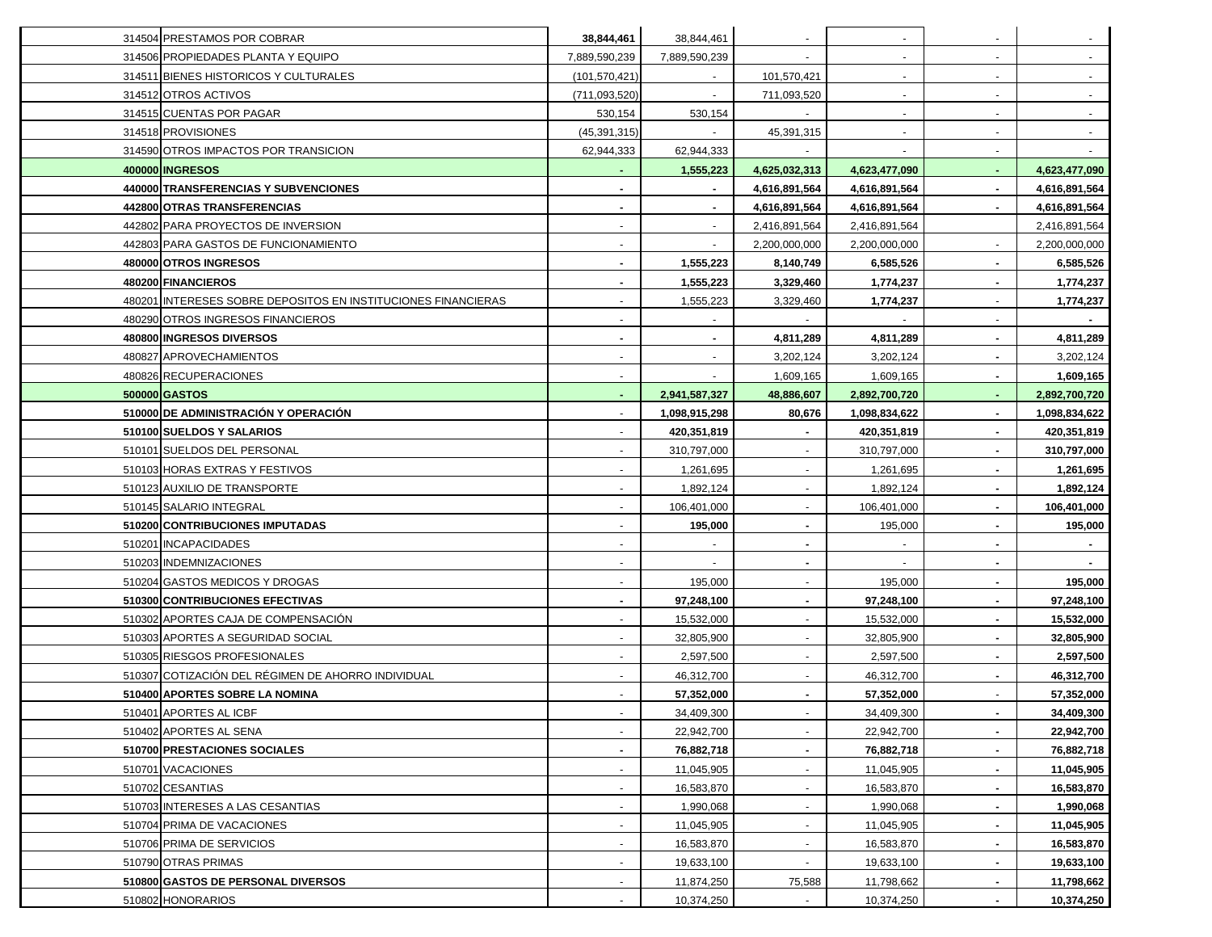| Código | Cuenta | | | | | | |
|---|---|---|---|---|---|---|---|
| 314504 | PRESTAMOS POR COBRAR | **38,844,461** | 38,844,461 | - | - | - | - |
| 314506 | PROPIEDADES PLANTA Y EQUIPO | 7,889,590,239 | 7,889,590,239 | - | - | - | - |
| 314511 | BIENES HISTORICOS Y CULTURALES | (101,570,421) | - | 101,570,421 | - | - | - |
| 314512 | OTROS ACTIVOS | (711,093,520) | - | 711,093,520 | - | - | - |
| 314515 | CUENTAS POR PAGAR | 530,154 | 530,154 | - | - | - | - |
| 314518 | PROVISIONES | (45,391,315) | - | 45,391,315 | - | - | - |
| 314590 | OTROS IMPACTOS POR TRANSICION | 62,944,333 | 62,944,333 | - | - | - | - |
| **400000** | **INGRESOS** | **-** | **1,555,223** | **4,625,032,313** | **4,623,477,090** | **-** | **4,623,477,090** |
| **440000** | **TRANSFERENCIAS Y SUBVENCIONES** | **-** | **-** | **4,616,891,564** | **4,616,891,564** | **-** | **4,616,891,564** |
| **442800** | **OTRAS TRANSFERENCIAS** | **-** | **-** | **4,616,891,564** | **4,616,891,564** | **-** | **4,616,891,564** |
| 442802 | PARA PROYECTOS DE INVERSION | - | - | 2,416,891,564 | 2,416,891,564 | | 2,416,891,564 |
| 442803 | PARA GASTOS DE FUNCIONAMIENTO | - | - | 2,200,000,000 | 2,200,000,000 | - | 2,200,000,000 |
| **480000** | **OTROS INGRESOS** | **-** | **1,555,223** | **8,140,749** | **6,585,526** | **-** | **6,585,526** |
| **480200** | **FINANCIEROS** | **-** | **1,555,223** | **3,329,460** | **1,774,237** | **-** | **1,774,237** |
| 480201 | INTERESES SOBRE DEPOSITOS EN INSTITUCIONES FINANCIERAS | - | 1,555,223 | 3,329,460 | **1,774,237** | - | **1,774,237** |
| 480290 | OTROS INGRESOS FINANCIEROS | - | - | - | - | - | **-** |
| **480800** | **INGRESOS DIVERSOS** | **-** | **-** | **4,811,289** | **4,811,289** | **-** | **4,811,289** |
| 480827 | APROVECHAMIENTOS | - | - | 3,202,124 | 3,202,124 | **-** | 3,202,124 |
| 480826 | RECUPERACIONES | - | - | 1,609,165 | 1,609,165 | **-** | **1,609,165** |
| **500000** | **GASTOS** | **-** | **2,941,587,327** | **48,886,607** | **2,892,700,720** | **-** | **2,892,700,720** |
| **510000** | **DE ADMINISTRACIÓN Y OPERACIÓN** | - | **1,098,915,298** | **80,676** | **1,098,834,622** | **-** | **1,098,834,622** |
| **510100** | **SUELDOS Y SALARIOS** | - | **420,351,819** | **-** | **420,351,819** | **-** | **420,351,819** |
| 510101 | SUELDOS DEL PERSONAL | - | 310,797,000 | - | 310,797,000 | **-** | **310,797,000** |
| 510103 | HORAS EXTRAS Y FESTIVOS | - | 1,261,695 | - | 1,261,695 | **-** | **1,261,695** |
| 510123 | AUXILIO DE TRANSPORTE | - | 1,892,124 | - | 1,892,124 | **-** | **1,892,124** |
| 510145 | SALARIO INTEGRAL | - | 106,401,000 | - | 106,401,000 | **-** | **106,401,000** |
| **510200** | **CONTRIBUCIONES IMPUTADAS** | - | **195,000** | **-** | 195,000 | **-** | **195,000** |
| 510201 | INCAPACIDADES | - | - | **-** | - | **-** | **-** |
| 510203 | INDEMNIZACIONES | - | - | **-** | - | **-** | **-** |
| 510204 | GASTOS MEDICOS Y DROGAS | - | 195,000 | - | 195,000 | **-** | **195,000** |
| **510300** | **CONTRIBUCIONES EFECTIVAS** | **-** | **97,248,100** | **-** | **97,248,100** | **-** | **97,248,100** |
| 510302 | APORTES CAJA DE COMPENSACIÓN | - | 15,532,000 | - | 15,532,000 | **-** | **15,532,000** |
| 510303 | APORTES A SEGURIDAD SOCIAL | - | 32,805,900 | - | 32,805,900 | **-** | **32,805,900** |
| 510305 | RIESGOS PROFESIONALES | - | 2,597,500 | - | 2,597,500 | **-** | **2,597,500** |
| 510307 | COTIZACIÓN DEL RÉGIMEN DE AHORRO INDIVIDUAL | - | 46,312,700 | - | 46,312,700 | **-** | **46,312,700** |
| **510400** | **APORTES SOBRE LA NOMINA** | - | **57,352,000** | **-** | **57,352,000** | - | **57,352,000** |
| 510401 | APORTES AL ICBF | - | 34,409,300 | - | 34,409,300 | **-** | **34,409,300** |
| 510402 | APORTES AL SENA | - | 22,942,700 | - | 22,942,700 | **-** | **22,942,700** |
| **510700** | **PRESTACIONES SOCIALES** | **-** | **76,882,718** | **-** | **76,882,718** | **-** | **76,882,718** |
| 510701 | VACACIONES | - | 11,045,905 | - | 11,045,905 | **-** | **11,045,905** |
| 510702 | CESANTIAS | - | 16,583,870 | - | 16,583,870 | **-** | **16,583,870** |
| 510703 | INTERESES A LAS CESANTIAS | - | 1,990,068 | - | 1,990,068 | **-** | **1,990,068** |
| 510704 | PRIMA DE VACACIONES | - | 11,045,905 | - | 11,045,905 | **-** | **11,045,905** |
| 510706 | PRIMA DE SERVICIOS | - | 16,583,870 | - | 16,583,870 | **-** | **16,583,870** |
| 510790 | OTRAS PRIMAS | - | 19,633,100 | - | 19,633,100 | **-** | **19,633,100** |
| **510800** | **GASTOS DE PERSONAL DIVERSOS** | - | 11,874,250 | 75,588 | 11,798,662 | **-** | **11,798,662** |
| 510802 | HONORARIOS | - | 10,374,250 | - | 10,374,250 | **-** | **10,374,250** |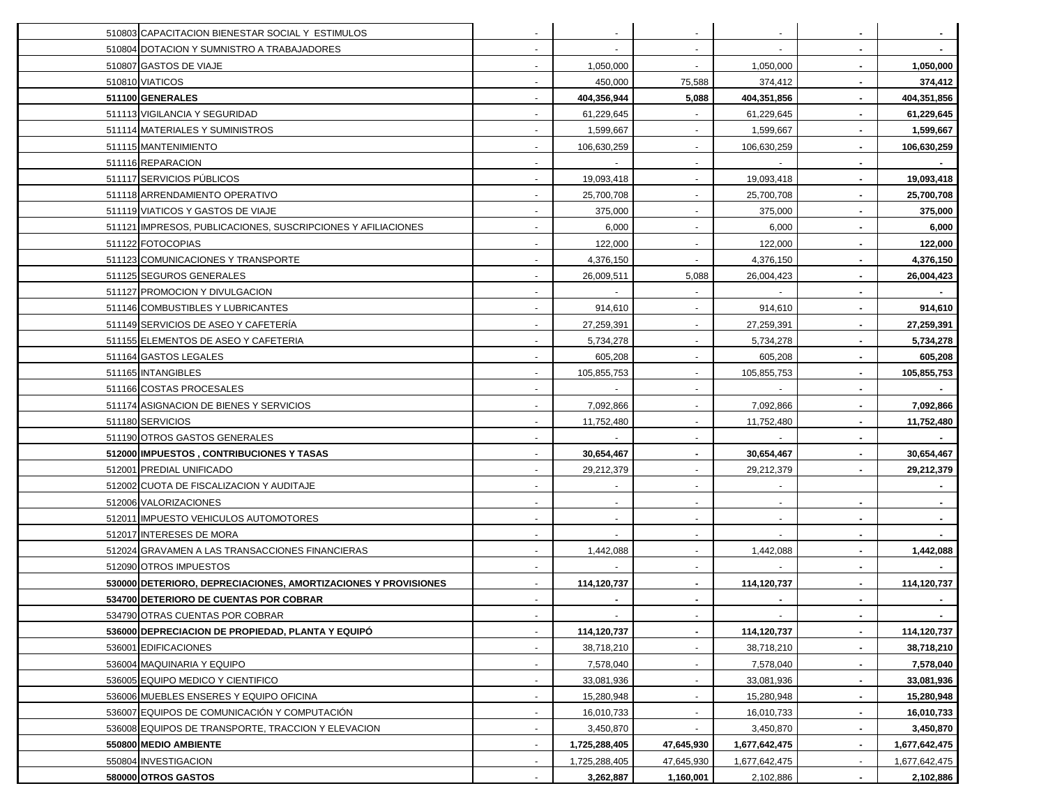| | | | | | | | |
|---|---|---|---|---|---|---|---|
| 510803 | CAPACITACION BIENESTAR SOCIAL Y ESTIMULOS | - | - | - | - | - | - |
| 510804 | DOTACION Y SUMNISTRO A TRABAJADORES | - | - | - | - | - | - |
| 510807 | GASTOS DE VIAJE | - | 1,050,000 | - | 1,050,000 | - | **1,050,000** |
| 510810 | VIATICOS | - | 450,000 | 75,588 | 374,412 | - | **374,412** |
| **511100** | **GENERALES** | - | **404,356,944** | **5,088** | **404,351,856** | - | **404,351,856** |
| 511113 | VIGILANCIA Y SEGURIDAD | - | 61,229,645 | - | 61,229,645 | - | **61,229,645** |
| 511114 | MATERIALES Y SUMINISTROS | - | 1,599,667 | - | 1,599,667 | - | **1,599,667** |
| 511115 | MANTENIMIENTO | - | 106,630,259 | - | 106,630,259 | - | **106,630,259** |
| 511116 | REPARACION | - | - | - | - | - | - |
| 511117 | SERVICIOS PÚBLICOS | - | 19,093,418 | - | 19,093,418 | - | **19,093,418** |
| 511118 | ARRENDAMIENTO OPERATIVO | - | 25,700,708 | - | 25,700,708 | - | **25,700,708** |
| 511119 | VIATICOS Y GASTOS DE VIAJE | - | 375,000 | - | 375,000 | - | **375,000** |
| 511121 | IMPRESOS, PUBLICACIONES, SUSCRIPCIONES Y AFILIACIONES | - | 6,000 | - | 6,000 | - | **6,000** |
| 511122 | FOTOCOPIAS | - | 122,000 | - | 122,000 | - | **122,000** |
| 511123 | COMUNICACIONES Y TRANSPORTE | - | 4,376,150 | - | 4,376,150 | - | **4,376,150** |
| 511125 | SEGUROS GENERALES | - | 26,009,511 | 5,088 | 26,004,423 | - | **26,004,423** |
| 511127 | PROMOCION Y DIVULGACION | - | - | - | - | - | - |
| 511146 | COMBUSTIBLES Y LUBRICANTES | - | 914,610 | - | 914,610 | - | **914,610** |
| 511149 | SERVICIOS DE ASEO Y CAFETERÍA | - | 27,259,391 | - | 27,259,391 | - | **27,259,391** |
| 511155 | ELEMENTOS DE ASEO Y CAFETERIA | - | 5,734,278 | - | 5,734,278 | - | **5,734,278** |
| 511164 | GASTOS LEGALES | - | 605,208 | - | 605,208 | - | **605,208** |
| 511165 | INTANGIBLES | - | 105,855,753 | - | 105,855,753 | - | **105,855,753** |
| 511166 | COSTAS PROCESALES | - | - | - | - | - | - |
| 511174 | ASIGNACION DE BIENES Y SERVICIOS | - | 7,092,866 | - | 7,092,866 | - | **7,092,866** |
| 511180 | SERVICIOS | - | 11,752,480 | - | 11,752,480 | - | **11,752,480** |
| 511190 | OTROS GASTOS GENERALES | - | - | - | - | - | - |
| **512000** | **IMPUESTOS , CONTRIBUCIONES Y TASAS** | - | **30,654,467** | - | **30,654,467** | - | **30,654,467** |
| 512001 | PREDIAL UNIFICADO | - | 29,212,379 | - | 29,212,379 | - | **29,212,379** |
| 512002 | CUOTA DE FISCALIZACION Y AUDITAJE | - | - | - | - | | - |
| 512006 | VALORIZACIONES | - | - | - | - | - | - |
| 512011 | IMPUESTO VEHICULOS AUTOMOTORES | - | - | - | - | - | - |
| 512017 | INTERESES DE MORA | - | - | - | - | - | - |
| 512024 | GRAVAMEN A LAS TRANSACCIONES FINANCIERAS | - | 1,442,088 | - | 1,442,088 | - | **1,442,088** |
| 512090 | OTROS IMPUESTOS | - | - | - | - | - | - |
| **530000** | **DETERIORO, DEPRECIACIONES, AMORTIZACIONES Y PROVISIONES** | - | **114,120,737** | - | **114,120,737** | - | **114,120,737** |
| **534700** | **DETERIORO DE CUENTAS POR COBRAR** | - | - | - | - | - | - |
| 534790 | OTRAS CUENTAS POR COBRAR | - | - | - | - | - | - |
| **536000** | **DEPRECIACION DE PROPIEDAD, PLANTA Y EQUIPÓ** | - | **114,120,737** | - | **114,120,737** | - | **114,120,737** |
| 536001 | EDIFICACIONES | - | 38,718,210 | - | 38,718,210 | - | **38,718,210** |
| 536004 | MAQUINARIA Y EQUIPO | - | 7,578,040 | - | 7,578,040 | - | **7,578,040** |
| 536005 | EQUIPO MEDICO Y CIENTIFICO | - | 33,081,936 | - | 33,081,936 | - | **33,081,936** |
| 536006 | MUEBLES ENSERES Y EQUIPO OFICINA | - | 15,280,948 | - | 15,280,948 | - | **15,280,948** |
| 536007 | EQUIPOS DE COMUNICACIÓN Y COMPUTACIÓN | - | 16,010,733 | - | 16,010,733 | - | **16,010,733** |
| 536008 | EQUIPOS DE TRANSPORTE, TRACCION Y ELEVACION | - | 3,450,870 | - | 3,450,870 | - | **3,450,870** |
| **550800** | **MEDIO AMBIENTE** | - | **1,725,288,405** | **47,645,930** | **1,677,642,475** | - | **1,677,642,475** |
| 550804 | INVESTIGACION | - | 1,725,288,405 | 47,645,930 | 1,677,642,475 | - | 1,677,642,475 |
| **580000** | **OTROS GASTOS** | - | **3,262,887** | **1,160,001** | 2,102,886 | - | **2,102,886** |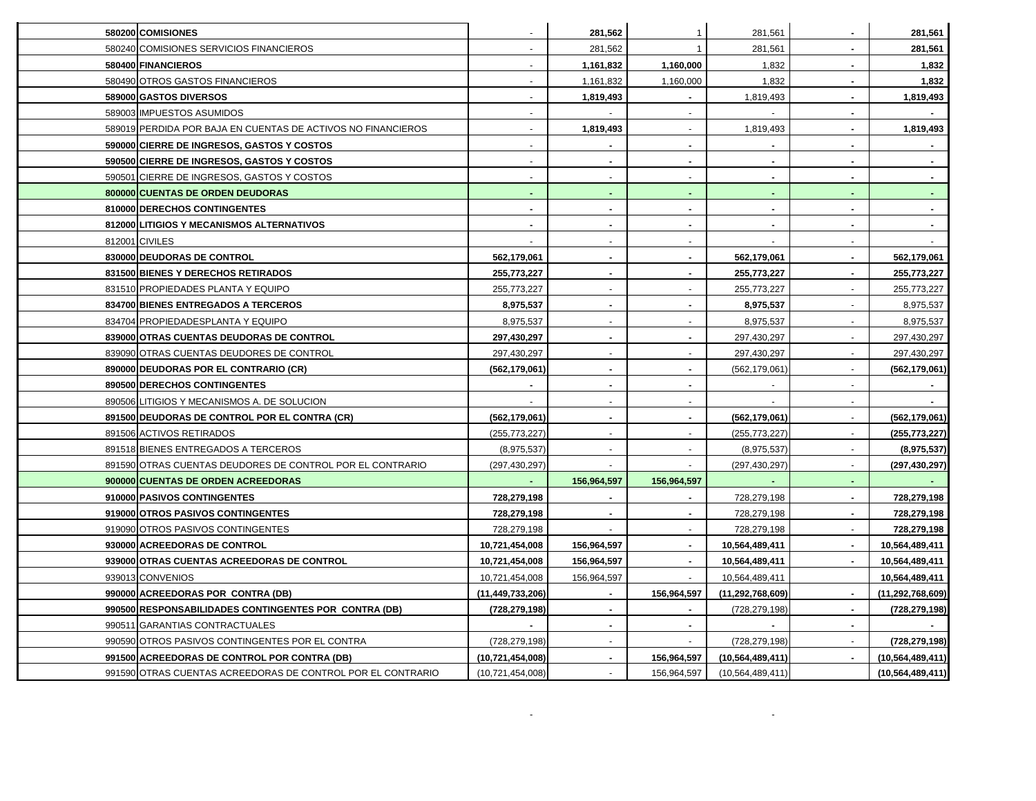| | | | | | | | |
|---|---|---|---|---|---|---|---|
| **580200** | **COMISIONES** | - | **281,562** | 1 | 281,561 | - | **281,561** |
| 580240 | COMISIONES SERVICIOS FINANCIEROS | - | 281,562 | 1 | 281,561 | - | **281,561** |
| **580400** | **FINANCIEROS** | - | **1,161,832** | **1,160,000** | 1,832 | - | **1,832** |
| 580490 | OTROS GASTOS FINANCIEROS | - | 1,161,832 | 1,160,000 | 1,832 | - | **1,832** |
| **589000** | **GASTOS DIVERSOS** | - | **1,819,493** | - | 1,819,493 | - | **1,819,493** |
| 589003 | IMPUESTOS ASUMIDOS | - | - | - | - | - | - |
| 589019 | PERDIDA POR BAJA EN CUENTAS DE ACTIVOS NO FINANCIEROS | - | **1,819,493** | - | 1,819,493 | - | **1,819,493** |
| **590000** | **CIERRE DE INGRESOS, GASTOS Y COSTOS** | - | - | - | - | - | - |
| **590500** | **CIERRE DE INGRESOS, GASTOS Y COSTOS** | - | - | - | - | - | - |
| 590501 | CIERRE DE INGRESOS, GASTOS Y COSTOS | - | - | - | - | - | - |
| **800000** | **CUENTAS DE ORDEN DEUDORAS** | - | - | - | - | - | - |
| **810000** | **DERECHOS CONTINGENTES** | - | - | - | - | - | - |
| **812000** | **LITIGIOS Y MECANISMOS ALTERNATIVOS** | - | - | - | - | - | - |
| 812001 | CIVILES | - | - | - | - | - | - |
| **830000** | **DEUDORAS DE CONTROL** | **562,179,061** | - | - | **562,179,061** | - | **562,179,061** |
| **831500** | **BIENES Y DERECHOS RETIRADOS** | **255,773,227** | - | - | **255,773,227** | - | **255,773,227** |
| 831510 | PROPIEDADES PLANTA Y EQUIPO | 255,773,227 | - | - | 255,773,227 | - | 255,773,227 |
| **834700** | **BIENES ENTREGADOS A TERCEROS** | **8,975,537** | - | - | **8,975,537** | - | 8,975,537 |
| 834704 | PROPIEDADESPLANTA Y EQUIPO | 8,975,537 | - | - | 8,975,537 | - | 8,975,537 |
| **839000** | **OTRAS CUENTAS DEUDORAS DE CONTROL** | **297,430,297** | - | - | 297,430,297 | - | 297,430,297 |
| 839090 | OTRAS CUENTAS DEUDORES DE CONTROL | 297,430,297 | - | - | 297,430,297 | - | 297,430,297 |
| **890000** | **DEUDORAS POR EL CONTRARIO (CR)** | **(562,179,061)** | - | - | (562,179,061) | - | **(562,179,061)** |
| **890500** | **DERECHOS CONTINGENTES** | - | - | - | - | - | - |
| 890506 | LITIGIOS Y MECANISMOS A. DE SOLUCION | - | - | - | - | - | - |
| **891500** | **DEUDORAS DE CONTROL POR EL CONTRA (CR)** | **(562,179,061)** | - | - | **(562,179,061)** | - | **(562,179,061)** |
| 891506 | ACTIVOS RETIRADOS | (255,773,227) | - | - | (255,773,227) | - | **(255,773,227)** |
| 891518 | BIENES ENTREGADOS A TERCEROS | (8,975,537) | - | - | (8,975,537) | - | **(8,975,537)** |
| 891590 | OTRAS CUENTAS DEUDORES DE CONTROL POR EL CONTRARIO | (297,430,297) | - | - | (297,430,297) | - | **(297,430,297)** |
| **900000** | **CUENTAS DE ORDEN ACREEDORAS** | - | **156,964,597** | **156,964,597** | - | - | - |
| **910000** | **PASIVOS CONTINGENTES** | **728,279,198** | - | - | 728,279,198 | - | **728,279,198** |
| **919000** | **OTROS PASIVOS CONTINGENTES** | **728,279,198** | - | - | 728,279,198 | - | **728,279,198** |
| 919090 | OTROS PASIVOS CONTINGENTES | 728,279,198 | - | - | 728,279,198 | - | **728,279,198** |
| **930000** | **ACREEDORAS DE CONTROL** | **10,721,454,008** | **156,964,597** | - | **10,564,489,411** | - | **10,564,489,411** |
| **939000** | **OTRAS CUENTAS ACREEDORAS DE CONTROL** | **10,721,454,008** | **156,964,597** | - | **10,564,489,411** | - | **10,564,489,411** |
| 939013 | CONVENIOS | 10,721,454,008 | 156,964,597 | - | 10,564,489,411 | | **10,564,489,411** |
| **990000** | **ACREEDORAS POR CONTRA (DB)** | **(11,449,733,206)** | - | **156,964,597** | **(11,292,768,609)** | - | **(11,292,768,609)** |
| **990500** | **RESPONSABILIDADES CONTINGENTES POR CONTRA (DB)** | **(728,279,198)** | - | - | (728,279,198) | - | **(728,279,198)** |
| 990511 | GARANTIAS CONTRACTUALES | - | - | - | - | - | - |
| 990590 | OTROS PASIVOS CONTINGENTES POR EL CONTRA | (728,279,198) | - | - | (728,279,198) | - | **(728,279,198)** |
| **991500** | **ACREEDORAS DE CONTROL POR CONTRA (DB)** | **(10,721,454,008)** | - | **156,964,597** | **(10,564,489,411)** | - | **(10,564,489,411)** |
| 991590 | OTRAS CUENTAS ACREEDORAS DE CONTROL POR EL CONTRARIO | (10,721,454,008) | - | 156,964,597 | (10,564,489,411) | | **(10,564,489,411)** |